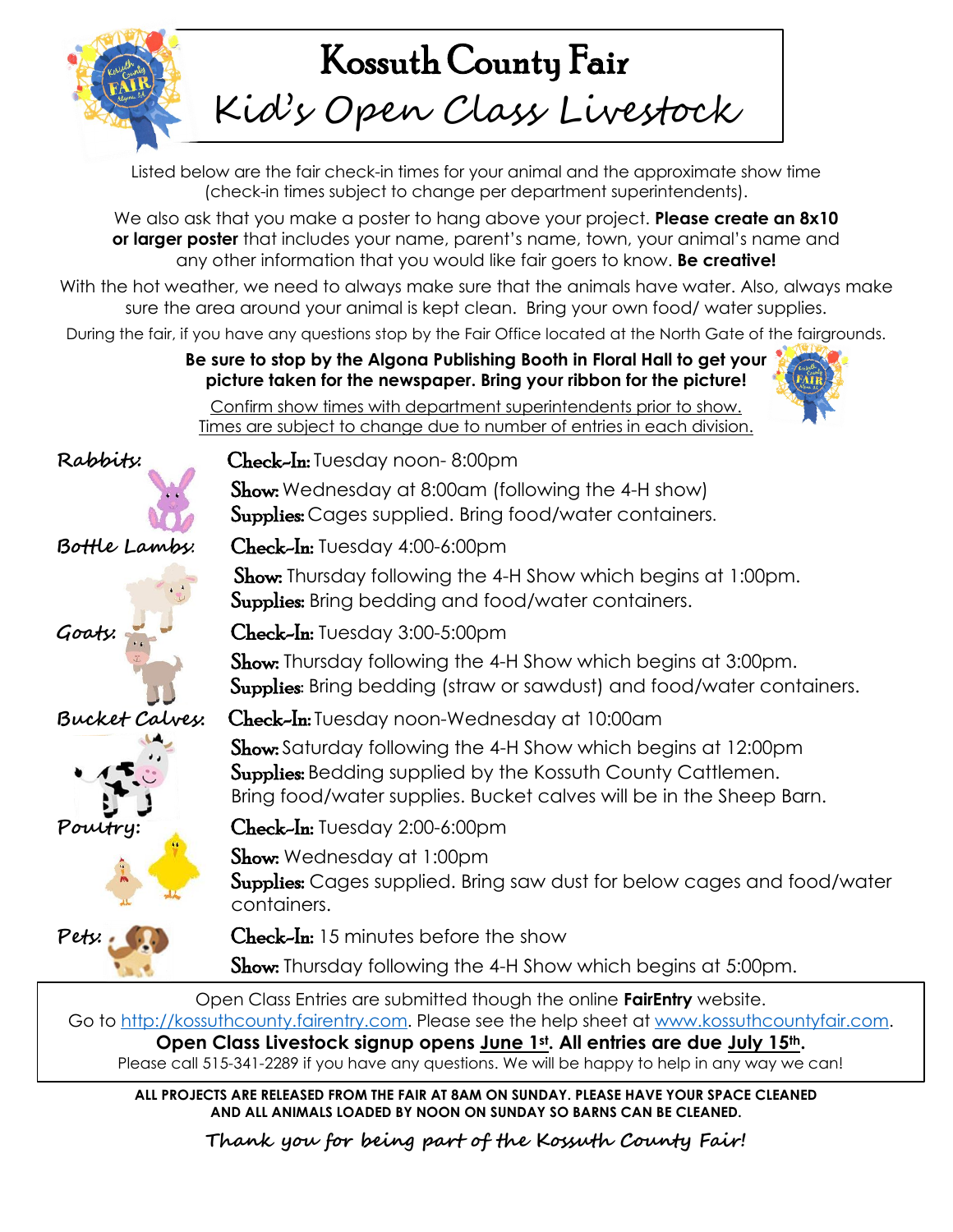# Kossuth County Fair

## Kid's Open Class Livestock

Listed below are the fair check-in times for your animal and the approximate show time (check-in times subject to change per department superintendents).

We also ask that you make a poster to hang above your project. **Please create an 8x10 or larger poster** that includes your name, parent's name, town, your animal's name and any other information that you would like fair goers to know. **Be creative!**

With the hot weather, we need to always make sure that the animals have water. Also, always make sure the area around your animal is kept clean. Bring your own food/ water supplies.

During the fair, if you have any questions stop by the Fair Office located at the North Gate of the fairgrounds.

**Be sure to stop by the Algona Publishing Booth in Floral Hall to get your picture taken for the newspaper. Bring your ribbon for the picture!**

<u>Confirm show times with department superintendents prior to show.</u>
<u>Times are subject to change due to number of entries in each division.</u>

*Rabbits:*
- **Check-In:** Tuesday noon- 8:00pm
- **Show:** Wednesday at 8:00am (following the 4-H show)
- **Supplies:** Cages supplied. Bring food/water containers.

*Bottle Lambs:*
- **Check-In:** Tuesday 4:00-6:00pm
- **Show:** Thursday following the 4-H Show which begins at 1:00pm.
- **Supplies:** Bring bedding and food/water containers.

*Goats:*
- **Check-In:** Tuesday 3:00-5:00pm
- **Show:** Thursday following the 4-H Show which begins at 3:00pm.
- **Supplies:** Bring bedding (straw or sawdust) and food/water containers.

*Bucket Calves:*
- **Check-In:** Tuesday noon-Wednesday at 10:00am
- **Show:** Saturday following the 4-H Show which begins at 12:00pm
- **Supplies:** Bedding supplied by the Kossuth County Cattlemen. Bring food/water supplies. Bucket calves will be in the Sheep Barn.

*Poultry:*
- **Check-In:** Tuesday 2:00-6:00pm
- **Show:** Wednesday at 1:00pm
- **Supplies:** Cages supplied. Bring saw dust for below cages and food/water containers.

*Pets:*
- **Check-In:** 15 minutes before the show
- **Show:** Thursday following the 4-H Show which begins at 5:00pm.

Open Class Entries are submitted though the online **FairEntry** website.
Go to http://kossuthcounty.fairentry.com. Please see the help sheet at www.kossuthcountyfair.com.
**Open Class Livestock signup opens <u>June 1st</u>. All entries are due <u>July 15th</u>.**
Please call 515-341-2289 if you have any questions. We will be happy to help in any way we can!

**ALL PROJECTS ARE RELEASED FROM THE FAIR AT 8AM ON SUNDAY. PLEASE HAVE YOUR SPACE CLEANED AND ALL ANIMALS LOADED BY NOON ON SUNDAY SO BARNS CAN BE CLEANED.**

**Thank you for being part of the Kossuth County Fair!**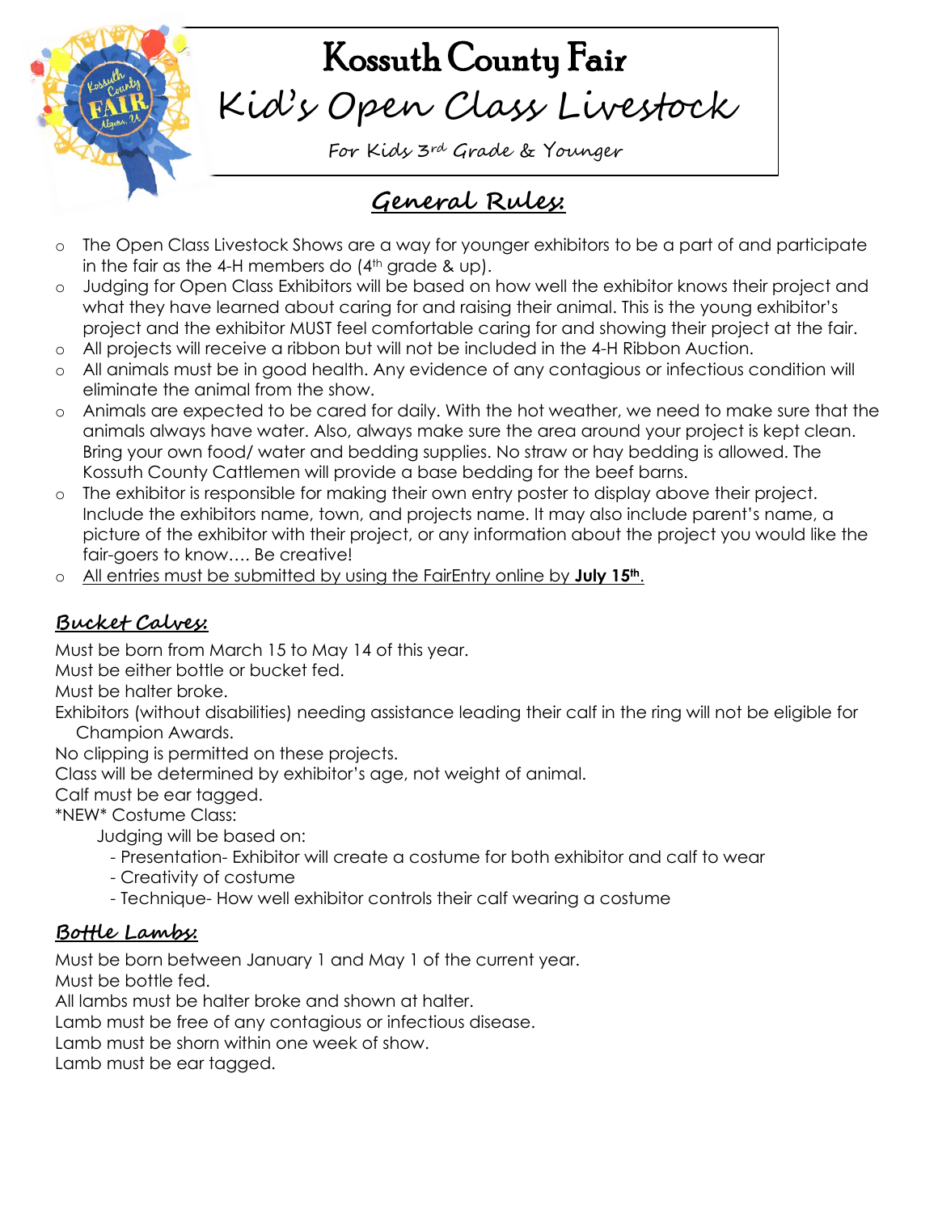# Kossuth County Fair

## Kid's Open Class Livestock

For Kids 3rd Grade & Younger

## General Rules:

- The Open Class Livestock Shows are a way for younger exhibitors to be a part of and participate in the fair as the 4-H members do (4th grade & up).
- Judging for Open Class Exhibitors will be based on how well the exhibitor knows their project and what they have learned about caring for and raising their animal. This is the young exhibitor's project and the exhibitor MUST feel comfortable caring for and showing their project at the fair.
- All projects will receive a ribbon but will not be included in the 4-H Ribbon Auction.
- All animals must be in good health. Any evidence of any contagious or infectious condition will eliminate the animal from the show.
- Animals are expected to be cared for daily. With the hot weather, we need to make sure that the animals always have water. Also, always make sure the area around your project is kept clean. Bring your own food/ water and bedding supplies. No straw or hay bedding is allowed. The Kossuth County Cattlemen will provide a base bedding for the beef barns.
- The exhibitor is responsible for making their own entry poster to display above their project. Include the exhibitors name, town, and projects name. It may also include parent's name, a picture of the exhibitor with their project, or any information about the project you would like the fair-goers to know…. Be creative!
- <u>All entries must be submitted by using the FairEntry online by **July 15th**.</u>

### Bucket Calves:

Must be born from March 15 to May 14 of this year.
Must be either bottle or bucket fed.
Must be halter broke.
Exhibitors (without disabilities) needing assistance leading their calf in the ring will not be eligible for Champion Awards.
No clipping is permitted on these projects.
Class will be determined by exhibitor's age, not weight of animal.
Calf must be ear tagged.
*NEW* Costume Class:

Judging will be based on:
- Presentation- Exhibitor will create a costume for both exhibitor and calf to wear
- Creativity of costume
- Technique- How well exhibitor controls their calf wearing a costume

### Bottle Lambs:

Must be born between January 1 and May 1 of the current year.
Must be bottle fed.
All lambs must be halter broke and shown at halter.
Lamb must be free of any contagious or infectious disease.
Lamb must be shorn within one week of show.
Lamb must be ear tagged.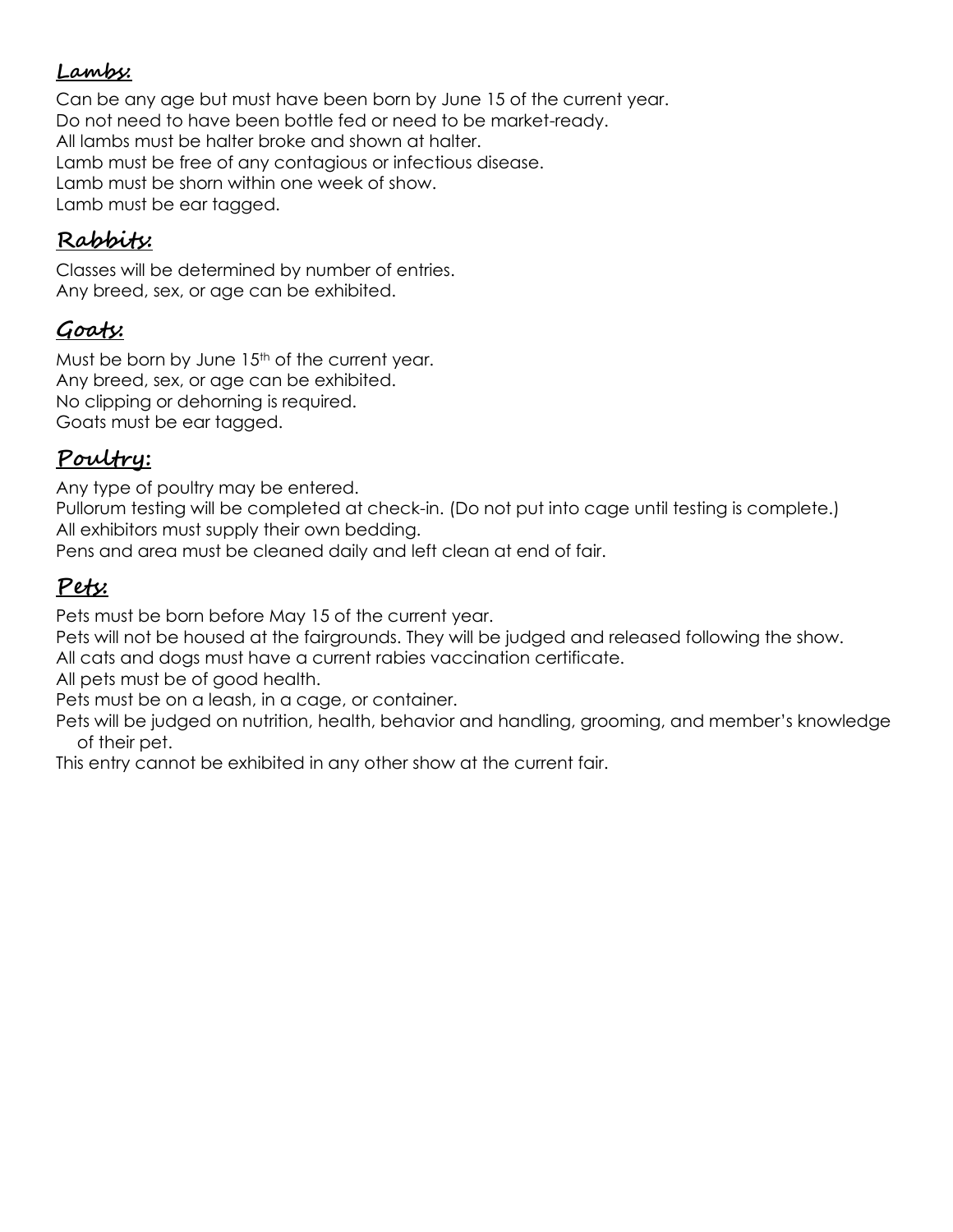## Lambs:

Can be any age but must have been born by June 15 of the current year.
Do not need to have been bottle fed or need to be market-ready.
All lambs must be halter broke and shown at halter.
Lamb must be free of any contagious or infectious disease.
Lamb must be shorn within one week of show.
Lamb must be ear tagged.

## Rabbits:

Classes will be determined by number of entries.
Any breed, sex, or age can be exhibited.

## Goats:

Must be born by June 15th of the current year.
Any breed, sex, or age can be exhibited.
No clipping or dehorning is required.
Goats must be ear tagged.

## Poultry:

Any type of poultry may be entered.
Pullorum testing will be completed at check-in. (Do not put into cage until testing is complete.)
All exhibitors must supply their own bedding.
Pens and area must be cleaned daily and left clean at end of fair.

## Pets:

Pets must be born before May 15 of the current year.
Pets will not be housed at the fairgrounds. They will be judged and released following the show.
All cats and dogs must have a current rabies vaccination certificate.
All pets must be of good health.
Pets must be on a leash, in a cage, or container.
Pets will be judged on nutrition, health, behavior and handling, grooming, and member's knowledge of their pet.
This entry cannot be exhibited in any other show at the current fair.